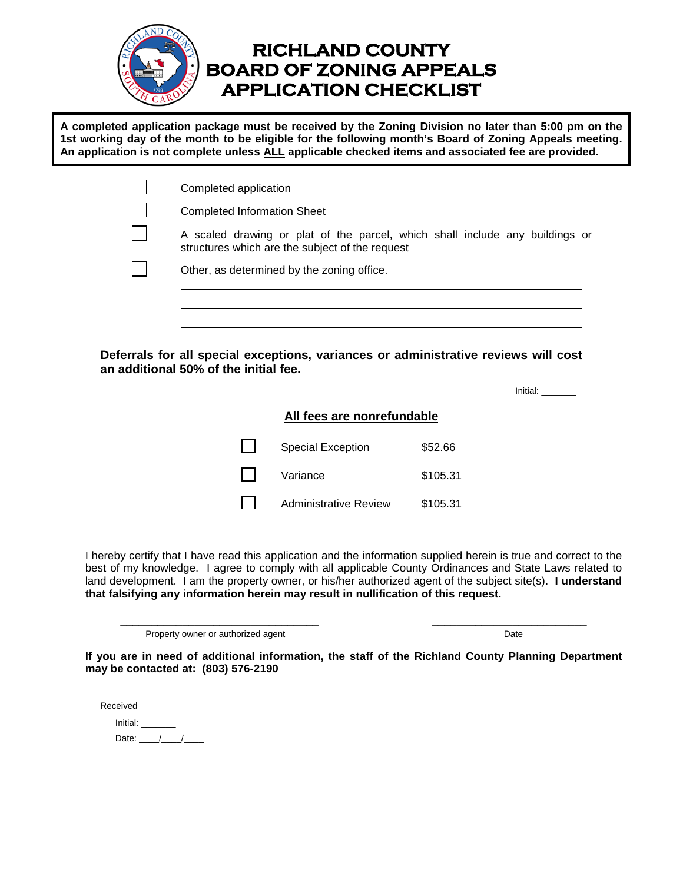# RICHLAND COUNTY BOARD OF ZONING APPEALS APPLICATION CHECKLIST

**A completed application package must be received by the Zoning Division no later than 5:00 pm on the 1st working day of the month to be eligible for the following month's Board of Zoning Appeals meeting. An application is not complete unless ALL applicable checked items and associated fee are provided.**

- ☐ Completed application
- ☐ Completed Information Sheet
- ☐ A scaled drawing or plat of the parcel, which shall include any buildings or structures which are the subject of the request
- ☐ Other, as determined by the zoning office.

\_\_\_\_\_\_\_\_\_\_\_\_\_\_\_\_\_\_\_\_\_\_\_\_\_\_\_\_\_\_\_\_\_\_\_\_\_\_\_\_\_\_\_\_\_\_\_\_\_\_\_\_\_\_\_\_\_\_

\_\_\_\_\_\_\_\_\_\_\_\_\_\_\_\_\_\_\_\_\_\_\_\_\_\_\_\_\_\_\_\_\_\_\_\_\_\_\_\_\_\_\_\_\_\_\_\_\_\_\_\_\_\_\_\_\_\_

\_\_\_\_\_\_\_\_\_\_\_\_\_\_\_\_\_\_\_\_\_\_\_\_\_\_\_\_\_\_\_\_\_\_\_\_\_\_\_\_\_\_\_\_\_\_\_\_\_\_\_\_\_\_\_\_\_\_

**Deferrals for all special exceptions, variances or administrative reviews will cost an additional 50% of the initial fee.**

Initial: \_\_\_\_\_\_\_

**All fees are nonrefundable**

| | | |
|---|---|---|
| ☐ | Special Exception | $52.66 |
| ☐ | Variance | $105.31 |
| ☐ | Administrative Review | $105.31 |

I hereby certify that I have read this application and the information supplied herein is true and correct to the best of my knowledge. I agree to comply with all applicable County Ordinances and State Laws related to land development. I am the property owner, or his/her authorized agent of the subject site(s). **I understand that falsifying any information herein may result in nullification of this request.**

\_\_\_\_\_\_\_\_\_\_\_\_\_\_\_\_\_\_\_\_\_\_\_\_\_\_\_\_\_\_\_\_\_\_ \_\_\_\_\_\_\_\_\_\_\_\_\_\_\_\_\_\_\_\_\_\_\_\_\_\_
Property owner or authorized agent Date

**If you are in need of additional information, the staff of the Richland County Planning Department may be contacted at: (803) 576-2190**

Received

Initial: \_\_\_\_\_\_\_

Date: \_\_\_\_/\_\_\_\_/\_\_\_\_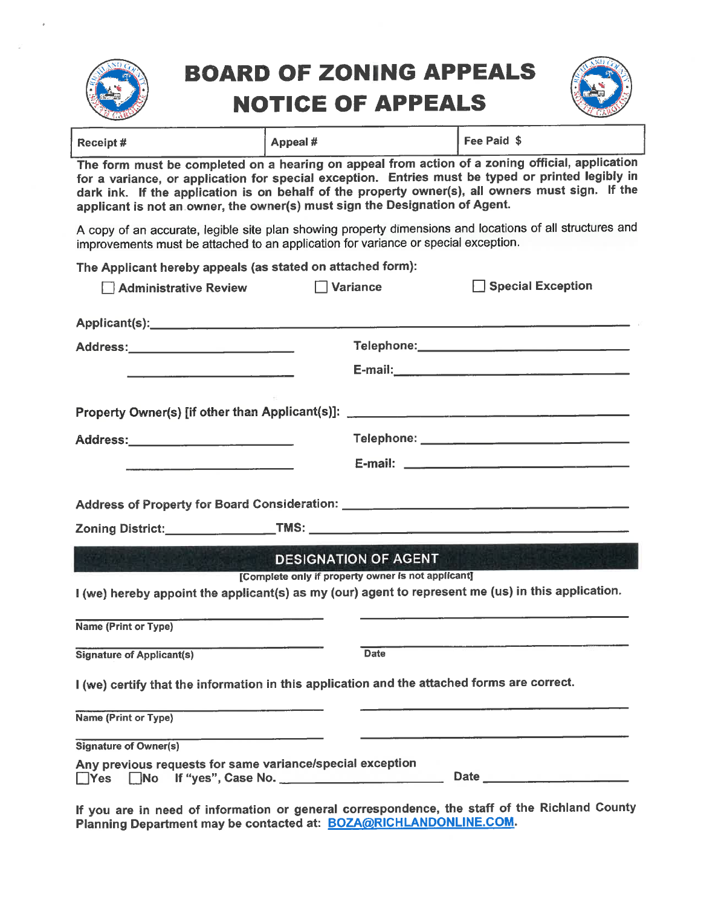# BOARD OF ZONING APPEALS NOTICE OF APPEALS

| Receipt # | Appeal # | Fee Paid $ |
|---|---|---|

**The form must be completed on a hearing on appeal from action of a zoning official, application for a variance, or application for special exception. Entries must be typed or printed legibly in dark ink. If the application is on behalf of the property owner(s), all owners must sign. If the applicant is not an owner, the owner(s) must sign the Designation of Agent.**

A copy of an accurate, legible site plan showing property dimensions and locations of all structures and improvements must be attached to an application for variance or special exception.

**The Applicant hereby appeals (as stated on attached form):**

☐ **Administrative Review** ☐ **Variance** ☐ **Special Exception**

**Applicant(s):** ______________________________

**Address:** ______________________ **Telephone:** ______________________

______________________ **E-mail:** ______________________

**Property Owner(s) [if other than Applicant(s)]:** ______________________

**Address:** ______________________ **Telephone:** ______________________

______________________ **E-mail:** ______________________

**Address of Property for Board Consideration:** ______________________

**Zoning District:** ______________ **TMS:** ______________________

## DESIGNATION OF AGENT

**[Complete only if property owner is not applicant]**

**I (we) hereby appoint the applicant(s) as my (our) agent to represent me (us) in this application.**

______________________ ______________________

**Name (Print or Type)**

______________________ ______________________

**Signature of Applicant(s)** **Date**

**I (we) certify that the information in this application and the attached forms are correct.**

______________________ ______________________

**Name (Print or Type)**

______________________ ______________________

**Signature of Owner(s)**

**Any previous requests for same variance/special exception**

☐**Yes** ☐**No** **If "yes", Case No.** ______________ **Date** ______________

**If you are in need of information or general correspondence, the staff of the Richland County Planning Department may be contacted at: BOZA@RICHLANDONLINE.COM.**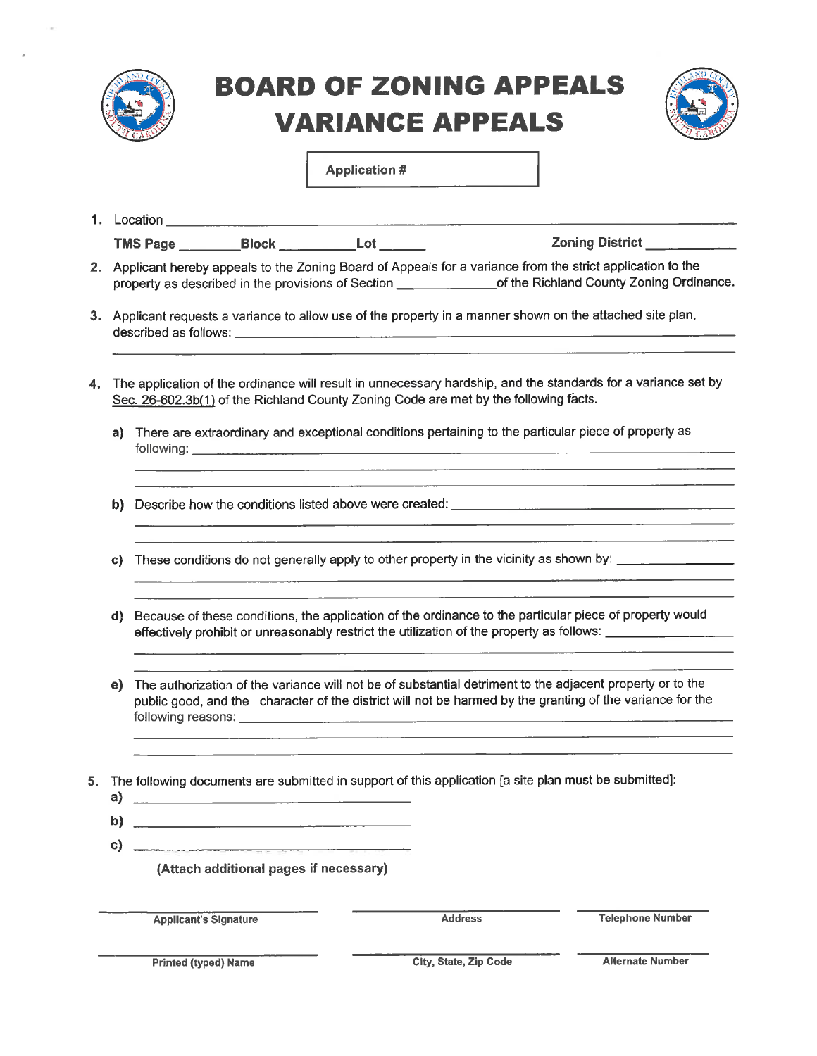# BOARD OF ZONING APPEALS
# VARIANCE APPEALS

**Application #**

1. Location ______________________________________________

   **TMS Page** ________ **Block** __________ **Lot** ______ **Zoning District** ____________

2. Applicant hereby appeals to the Zoning Board of Appeals for a variance from the strict application to the property as described in the provisions of Section ______________ of the Richland County Zoning Ordinance.

3. Applicant requests a variance to allow use of the property in a manner shown on the attached site plan, described as follows: ______________________________________________

4. The application of the ordinance will result in unnecessary hardship, and the standards for a variance set by Sec. 26-602.3b(1) of the Richland County Zoning Code are met by the following facts.

   **a)** There are extraordinary and exceptional conditions pertaining to the particular piece of property as following: ______________________________________________

   **b)** Describe how the conditions listed above were created: ______________________________________________

   **c)** These conditions do not generally apply to other property in the vicinity as shown by: ______________________________________________

   **d)** Because of these conditions, the application of the ordinance to the particular piece of property would effectively prohibit or unreasonably restrict the utilization of the property as follows: ______________________________________________

   **e)** The authorization of the variance will not be of substantial detriment to the adjacent property or to the public good, and the character of the district will not be harmed by the granting of the variance for the following reasons: ______________________________________________

5. The following documents are submitted in support of this application [a site plan must be submitted]:

   **a)** ______________________________

   **b)** ______________________________

   **c)** ______________________________

   **(Attach additional pages if necessary)**

| ______________________ | ______________________ | ______________________ |
|---|---|---|
| **Applicant's Signature** | **Address** | **Telephone Number** |
| ______________________ | ______________________ | ______________________ |
| **Printed (typed) Name** | **City, State, Zip Code** | **Alternate Number** |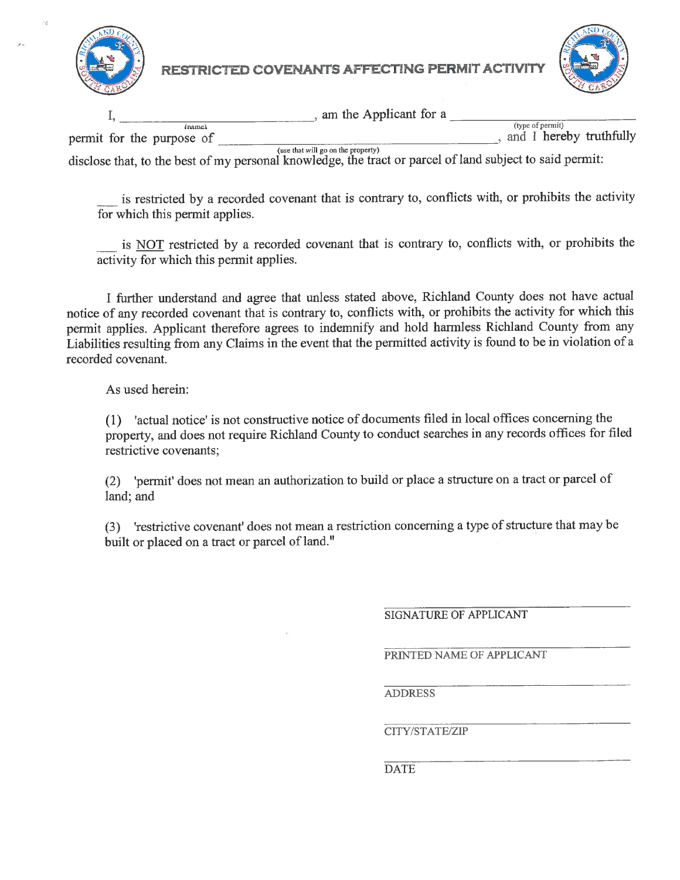# RESTRICTED COVENANTS AFFECTING PERMIT ACTIVITY

I, ______________________________ (name), am the Applicant for a ______________________________ (type of permit) permit for the purpose of ______________________________ (use that will go on the property), and I hereby truthfully disclose that, to the best of my personal knowledge, the tract or parcel of land subject to said permit:

___ is restricted by a recorded covenant that is contrary to, conflicts with, or prohibits the activity for which this permit applies.

___ is NOT restricted by a recorded covenant that is contrary to, conflicts with, or prohibits the activity for which this permit applies.

I further understand and agree that unless stated above, Richland County does not have actual notice of any recorded covenant that is contrary to, conflicts with, or prohibits the activity for which this permit applies. Applicant therefore agrees to indemnify and hold harmless Richland County from any Liabilities resulting from any Claims in the event that the permitted activity is found to be in violation of a recorded covenant.

As used herein:

(1) 'actual notice' is not constructive notice of documents filed in local offices concerning the property, and does not require Richland County to conduct searches in any records offices for filed restrictive covenants;

(2) 'permit' does not mean an authorization to build or place a structure on a tract or parcel of land; and

(3) 'restrictive covenant' does not mean a restriction concerning a type of structure that may be built or placed on a tract or parcel of land."

______________________________
SIGNATURE OF APPLICANT

______________________________
PRINTED NAME OF APPLICANT

______________________________
ADDRESS

______________________________
CITY/STATE/ZIP

______________________________
DATE